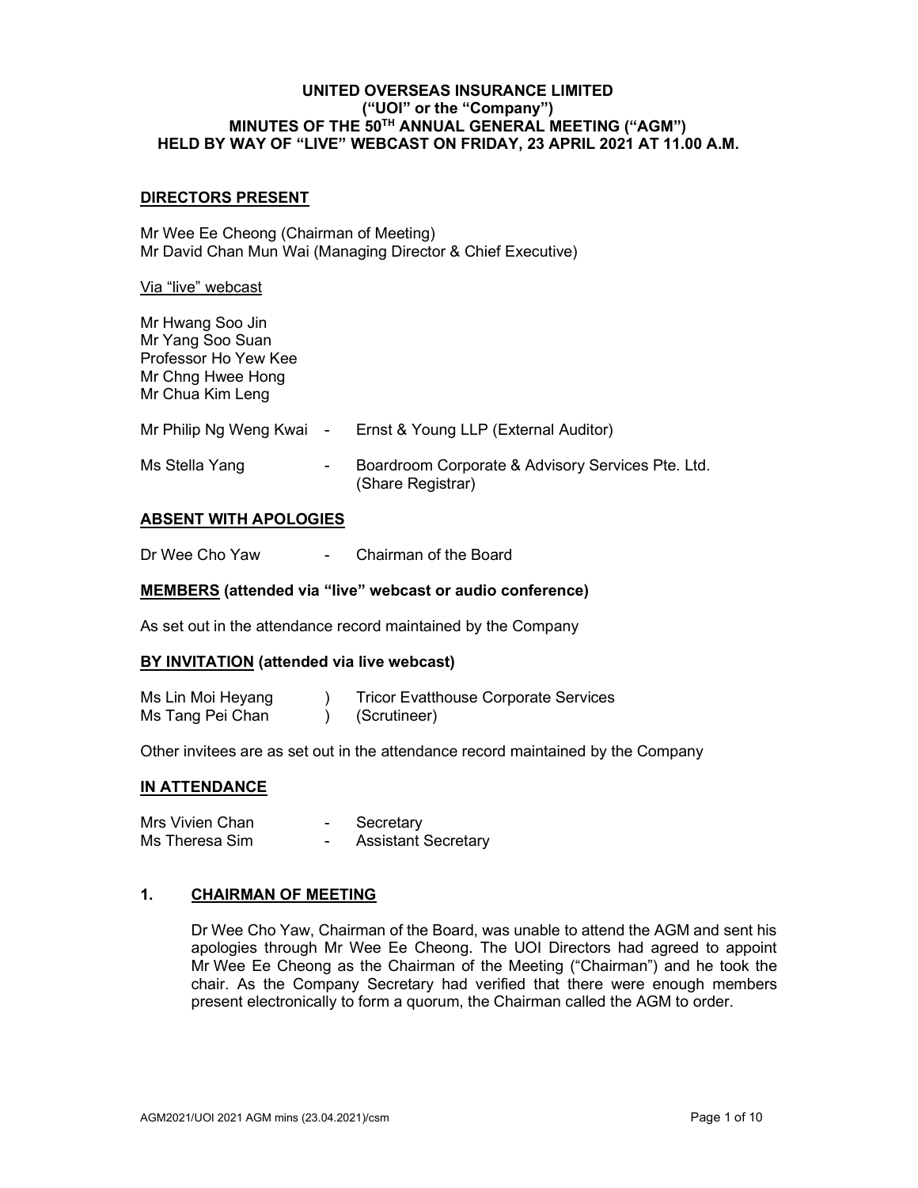# UNITED OVERSEAS INSURANCE LIMITED
## ("UOI" or the "Company")
## MINUTES OF THE 50TH ANNUAL GENERAL MEETING ("AGM")
## HELD BY WAY OF "LIVE" WEBCAST ON FRIDAY, 23 APRIL 2021 AT 11.00 A.M.

**DIRECTORS PRESENT**

Mr Wee Ee Cheong (Chairman of Meeting)
Mr David Chan Mun Wai (Managing Director & Chief Executive)

Via "live" webcast

Mr Hwang Soo Jin
Mr Yang Soo Suan
Professor Ho Yew Kee
Mr Chng Hwee Hong
Mr Chua Kim Leng

Mr Philip Ng Weng Kwai - Ernst & Young LLP (External Auditor)

Ms Stella Yang - Boardroom Corporate & Advisory Services Pte. Ltd. (Share Registrar)

**ABSENT WITH APOLOGIES**

Dr Wee Cho Yaw - Chairman of the Board

**MEMBERS (attended via "live" webcast or audio conference)**

As set out in the attendance record maintained by the Company

**BY INVITATION (attended via live webcast)**

Ms Lin Moi Heyang ) Tricor Evatthouse Corporate Services
Ms Tang Pei Chan ) (Scrutineer)

Other invitees are as set out in the attendance record maintained by the Company

**IN ATTENDANCE**

Mrs Vivien Chan - Secretary
Ms Theresa Sim - Assistant Secretary

## 1. CHAIRMAN OF MEETING

Dr Wee Cho Yaw, Chairman of the Board, was unable to attend the AGM and sent his apologies through Mr Wee Ee Cheong. The UOI Directors had agreed to appoint Mr Wee Ee Cheong as the Chairman of the Meeting ("Chairman") and he took the chair. As the Company Secretary had verified that there were enough members present electronically to form a quorum, the Chairman called the AGM to order.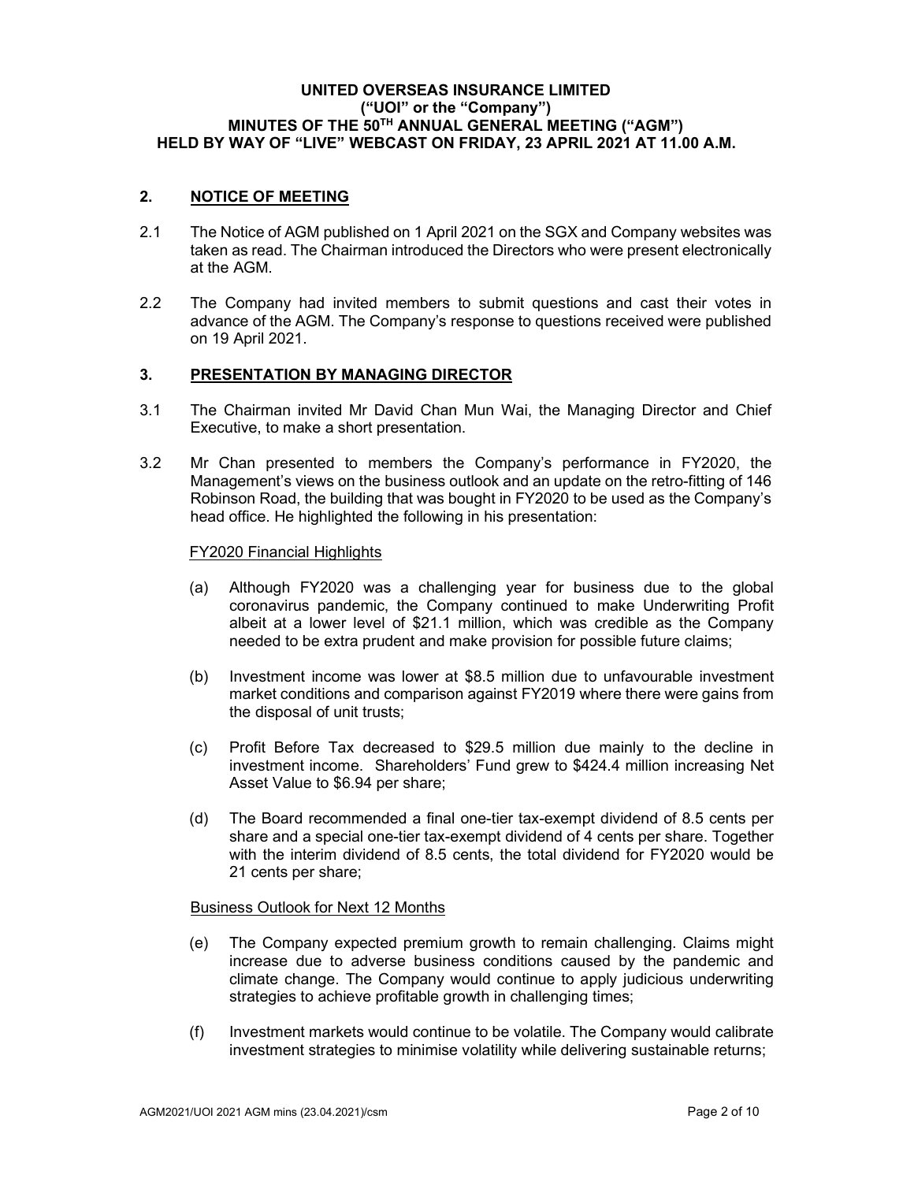**UNITED OVERSEAS INSURANCE LIMITED**
**("UOI" or the "Company")**
**MINUTES OF THE 50TH ANNUAL GENERAL MEETING ("AGM")**
**HELD BY WAY OF "LIVE" WEBCAST ON FRIDAY, 23 APRIL 2021 AT 11.00 A.M.**

## 2. NOTICE OF MEETING

2.1 The Notice of AGM published on 1 April 2021 on the SGX and Company websites was taken as read. The Chairman introduced the Directors who were present electronically at the AGM.

2.2 The Company had invited members to submit questions and cast their votes in advance of the AGM. The Company's response to questions received were published on 19 April 2021.

## 3. PRESENTATION BY MANAGING DIRECTOR

3.1 The Chairman invited Mr David Chan Mun Wai, the Managing Director and Chief Executive, to make a short presentation.

3.2 Mr Chan presented to members the Company's performance in FY2020, the Management's views on the business outlook and an update on the retro-fitting of 146 Robinson Road, the building that was bought in FY2020 to be used as the Company's head office. He highlighted the following in his presentation:

FY2020 Financial Highlights

(a) Although FY2020 was a challenging year for business due to the global coronavirus pandemic, the Company continued to make Underwriting Profit albeit at a lower level of $21.1 million, which was credible as the Company needed to be extra prudent and make provision for possible future claims;

(b) Investment income was lower at $8.5 million due to unfavourable investment market conditions and comparison against FY2019 where there were gains from the disposal of unit trusts;

(c) Profit Before Tax decreased to $29.5 million due mainly to the decline in investment income. Shareholders' Fund grew to $424.4 million increasing Net Asset Value to $6.94 per share;

(d) The Board recommended a final one-tier tax-exempt dividend of 8.5 cents per share and a special one-tier tax-exempt dividend of 4 cents per share. Together with the interim dividend of 8.5 cents, the total dividend for FY2020 would be 21 cents per share;

Business Outlook for Next 12 Months

(e) The Company expected premium growth to remain challenging. Claims might increase due to adverse business conditions caused by the pandemic and climate change. The Company would continue to apply judicious underwriting strategies to achieve profitable growth in challenging times;

(f) Investment markets would continue to be volatile. The Company would calibrate investment strategies to minimise volatility while delivering sustainable returns;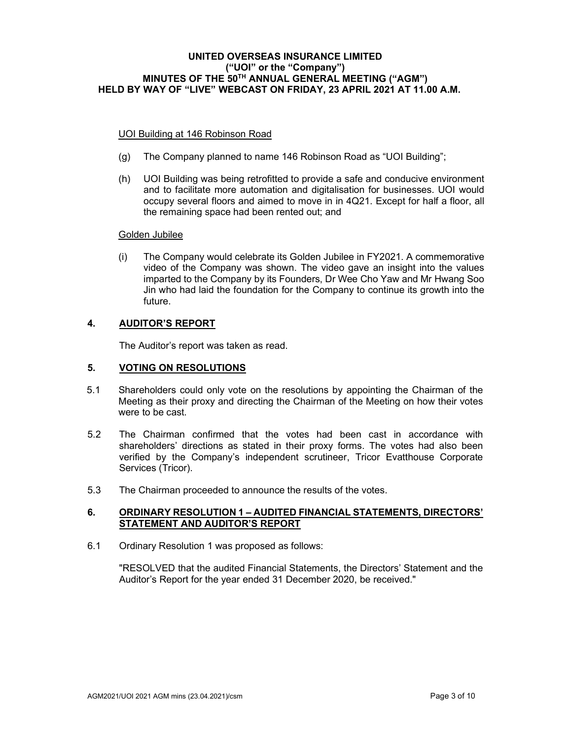UOI Building at 146 Robinson Road

(g) The Company planned to name 146 Robinson Road as "UOI Building";

(h) UOI Building was being retrofitted to provide a safe and conducive environment and to facilitate more automation and digitalisation for businesses. UOI would occupy several floors and aimed to move in in 4Q21. Except for half a floor, all the remaining space had been rented out; and

Golden Jubilee

(i) The Company would celebrate its Golden Jubilee in FY2021. A commemorative video of the Company was shown. The video gave an insight into the values imparted to the Company by its Founders, Dr Wee Cho Yaw and Mr Hwang Soo Jin who had laid the foundation for the Company to continue its growth into the future.

## 4. AUDITOR'S REPORT

The Auditor's report was taken as read.

## 5. VOTING ON RESOLUTIONS

5.1 Shareholders could only vote on the resolutions by appointing the Chairman of the Meeting as their proxy and directing the Chairman of the Meeting on how their votes were to be cast.

5.2 The Chairman confirmed that the votes had been cast in accordance with shareholders' directions as stated in their proxy forms. The votes had also been verified by the Company's independent scrutineer, Tricor Evatthouse Corporate Services (Tricor).

5.3 The Chairman proceeded to announce the results of the votes.

## 6. ORDINARY RESOLUTION 1 – AUDITED FINANCIAL STATEMENTS, DIRECTORS' STATEMENT AND AUDITOR'S REPORT

6.1 Ordinary Resolution 1 was proposed as follows:

"RESOLVED that the audited Financial Statements, the Directors' Statement and the Auditor's Report for the year ended 31 December 2020, be received."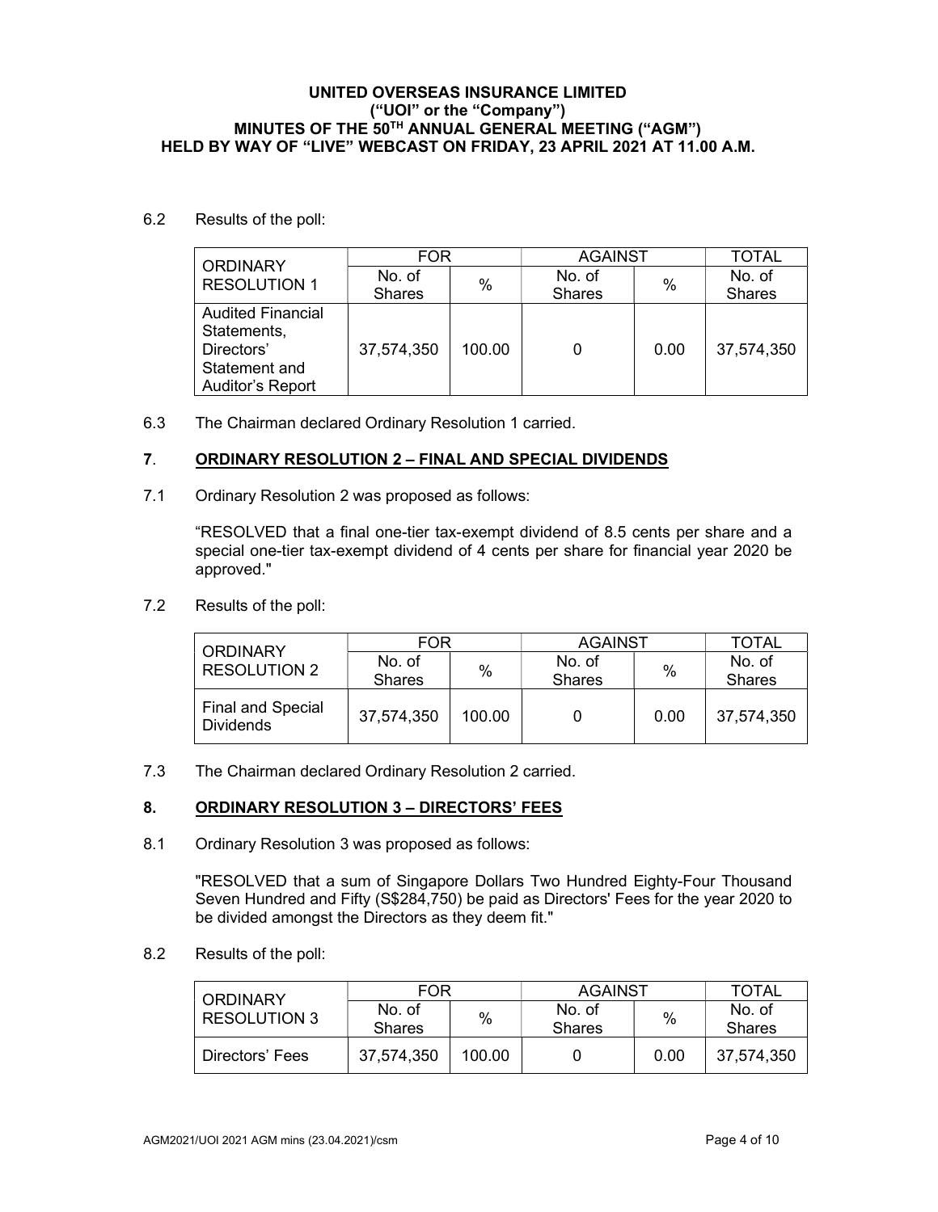6.2 Results of the poll:

| ORDINARY RESOLUTION 1 | FOR | | AGAINST | | TOTAL |
|---|---|---|---|---|---|
| | No. of Shares | % | No. of Shares | % | No. of Shares |
| Audited Financial Statements, Directors' Statement and Auditor's Report | 37,574,350 | 100.00 | 0 | 0.00 | 37,574,350 |

6.3 The Chairman declared Ordinary Resolution 1 carried.

## 7. ORDINARY RESOLUTION 2 – FINAL AND SPECIAL DIVIDENDS

7.1 Ordinary Resolution 2 was proposed as follows:

"RESOLVED that a final one-tier tax-exempt dividend of 8.5 cents per share and a special one-tier tax-exempt dividend of 4 cents per share for financial year 2020 be approved."

7.2 Results of the poll:

| ORDINARY RESOLUTION 2 | FOR | | AGAINST | | TOTAL |
|---|---|---|---|---|---|
| | No. of Shares | % | No. of Shares | % | No. of Shares |
| Final and Special Dividends | 37,574,350 | 100.00 | 0 | 0.00 | 37,574,350 |

7.3 The Chairman declared Ordinary Resolution 2 carried.

## 8. ORDINARY RESOLUTION 3 – DIRECTORS' FEES

8.1 Ordinary Resolution 3 was proposed as follows:

"RESOLVED that a sum of Singapore Dollars Two Hundred Eighty-Four Thousand Seven Hundred and Fifty (S$284,750) be paid as Directors' Fees for the year 2020 to be divided amongst the Directors as they deem fit."

8.2 Results of the poll:

| ORDINARY RESOLUTION 3 | FOR | | AGAINST | | TOTAL |
|---|---|---|---|---|---|
| | No. of Shares | % | No. of Shares | % | No. of Shares |
| Directors' Fees | 37,574,350 | 100.00 | 0 | 0.00 | 37,574,350 |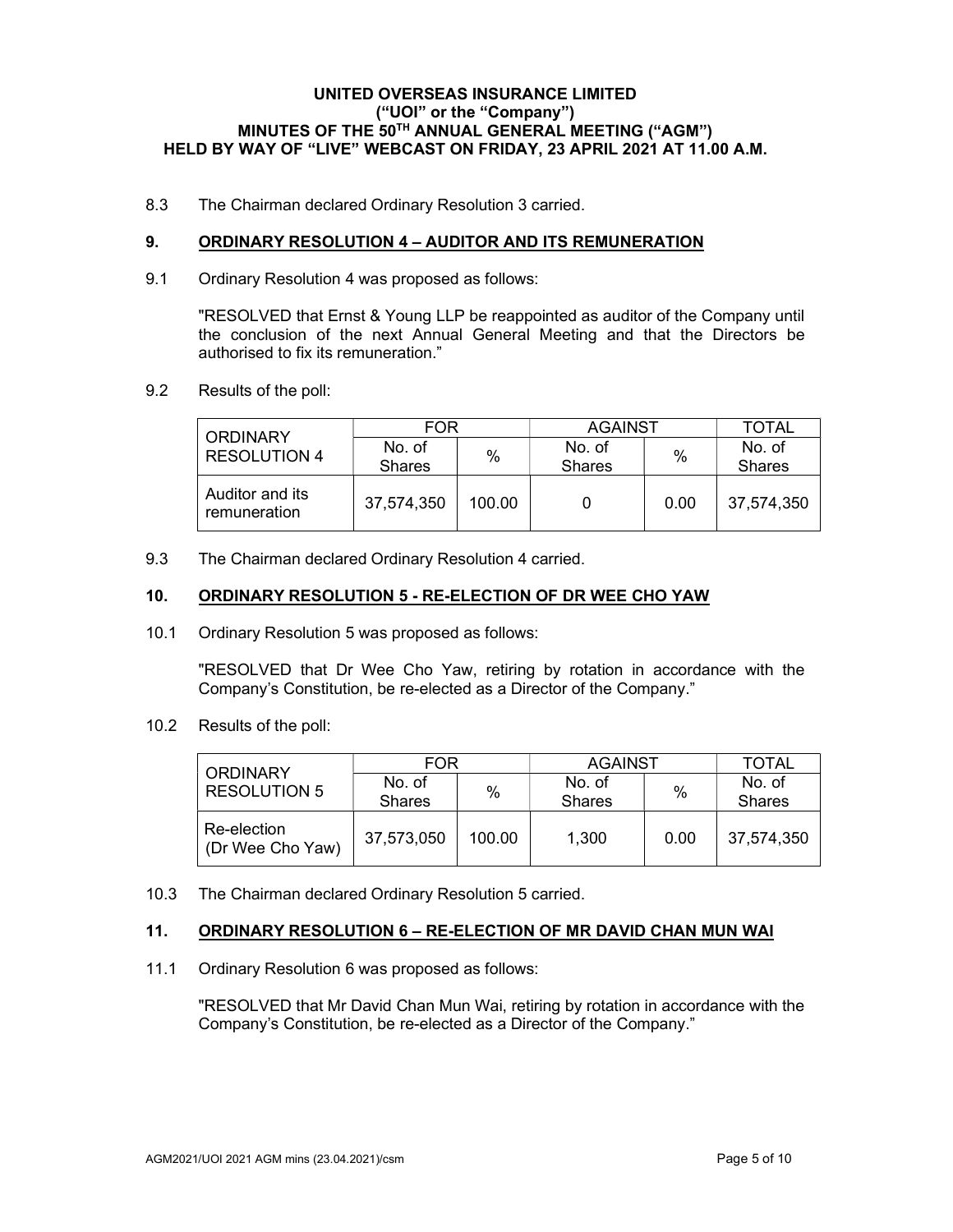8.3 The Chairman declared Ordinary Resolution 3 carried.

## 9. ORDINARY RESOLUTION 4 – AUDITOR AND ITS REMUNERATION

9.1 Ordinary Resolution 4 was proposed as follows:

"RESOLVED that Ernst & Young LLP be reappointed as auditor of the Company until the conclusion of the next Annual General Meeting and that the Directors be authorised to fix its remuneration."

9.2 Results of the poll:

| ORDINARY RESOLUTION 4 | FOR | | AGAINST | | TOTAL |
|---|---|---|---|---|---|
| | No. of Shares | % | No. of Shares | % | No. of Shares |
| Auditor and its remuneration | 37,574,350 | 100.00 | 0 | 0.00 | 37,574,350 |

9.3 The Chairman declared Ordinary Resolution 4 carried.

## 10. ORDINARY RESOLUTION 5 - RE-ELECTION OF DR WEE CHO YAW

10.1 Ordinary Resolution 5 was proposed as follows:

"RESOLVED that Dr Wee Cho Yaw, retiring by rotation in accordance with the Company's Constitution, be re-elected as a Director of the Company."

10.2 Results of the poll:

| ORDINARY RESOLUTION 5 | FOR | | AGAINST | | TOTAL |
|---|---|---|---|---|---|
| | No. of Shares | % | No. of Shares | % | No. of Shares |
| Re-election (Dr Wee Cho Yaw) | 37,573,050 | 100.00 | 1,300 | 0.00 | 37,574,350 |

10.3 The Chairman declared Ordinary Resolution 5 carried.

## 11. ORDINARY RESOLUTION 6 – RE-ELECTION OF MR DAVID CHAN MUN WAI

11.1 Ordinary Resolution 6 was proposed as follows:

"RESOLVED that Mr David Chan Mun Wai, retiring by rotation in accordance with the Company's Constitution, be re-elected as a Director of the Company."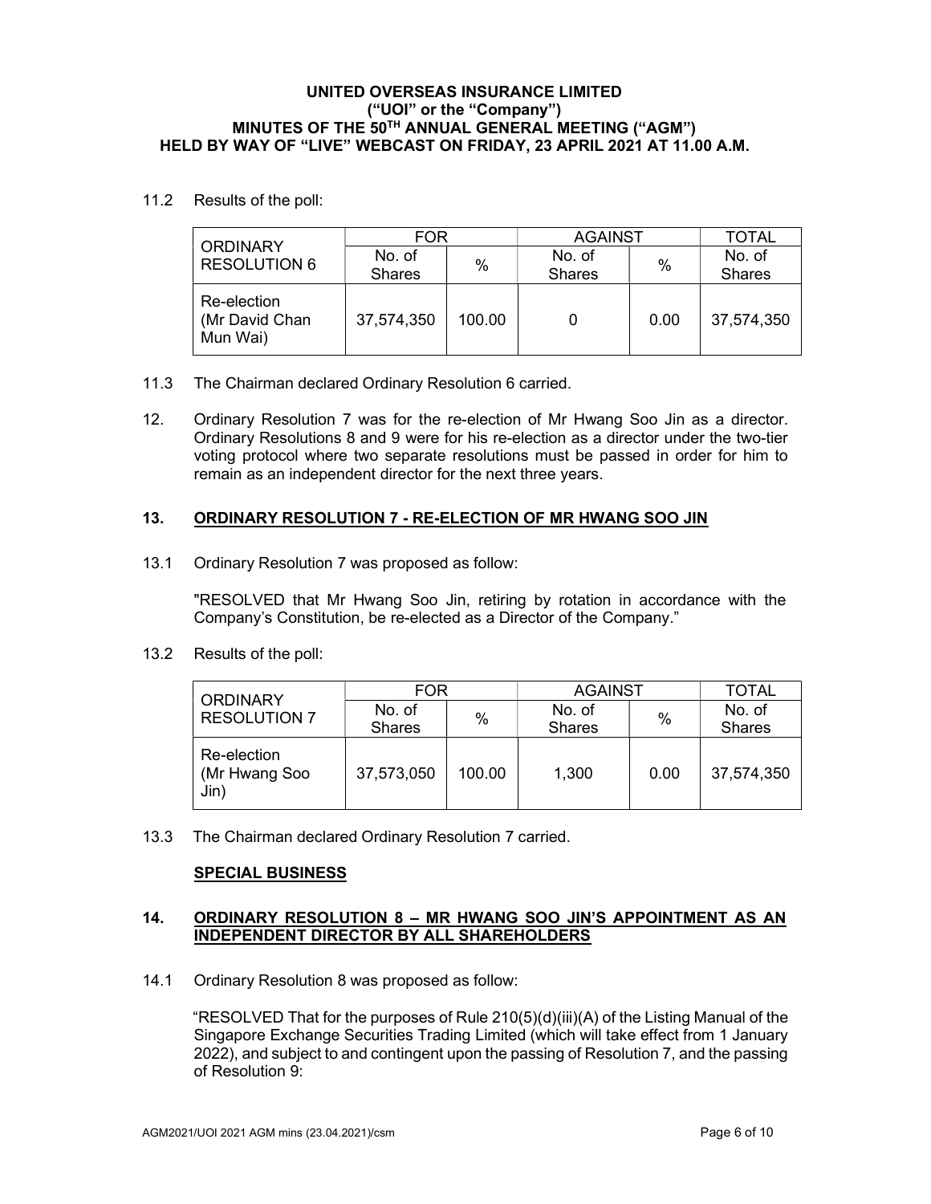11.2 Results of the poll:

| ORDINARY RESOLUTION 6 | FOR | | AGAINST | | TOTAL |
|---|---|---|---|---|---|
| | No. of Shares | % | No. of Shares | % | No. of Shares |
| Re-election (Mr David Chan Mun Wai) | 37,574,350 | 100.00 | 0 | 0.00 | 37,574,350 |

11.3 The Chairman declared Ordinary Resolution 6 carried.

12. Ordinary Resolution 7 was for the re-election of Mr Hwang Soo Jin as a director. Ordinary Resolutions 8 and 9 were for his re-election as a director under the two-tier voting protocol where two separate resolutions must be passed in order for him to remain as an independent director for the next three years.

## 13. ORDINARY RESOLUTION 7 - RE-ELECTION OF MR HWANG SOO JIN

13.1 Ordinary Resolution 7 was proposed as follow:

"RESOLVED that Mr Hwang Soo Jin, retiring by rotation in accordance with the Company's Constitution, be re-elected as a Director of the Company."

13.2 Results of the poll:

| ORDINARY RESOLUTION 7 | FOR | | AGAINST | | TOTAL |
|---|---|---|---|---|---|
| | No. of Shares | % | No. of Shares | % | No. of Shares |
| Re-election (Mr Hwang Soo Jin) | 37,573,050 | 100.00 | 1,300 | 0.00 | 37,574,350 |

13.3 The Chairman declared Ordinary Resolution 7 carried.

**SPECIAL BUSINESS**

## 14. ORDINARY RESOLUTION 8 – MR HWANG SOO JIN'S APPOINTMENT AS AN INDEPENDENT DIRECTOR BY ALL SHAREHOLDERS

14.1 Ordinary Resolution 8 was proposed as follow:

"RESOLVED That for the purposes of Rule 210(5)(d)(iii)(A) of the Listing Manual of the Singapore Exchange Securities Trading Limited (which will take effect from 1 January 2022), and subject to and contingent upon the passing of Resolution 7, and the passing of Resolution 9: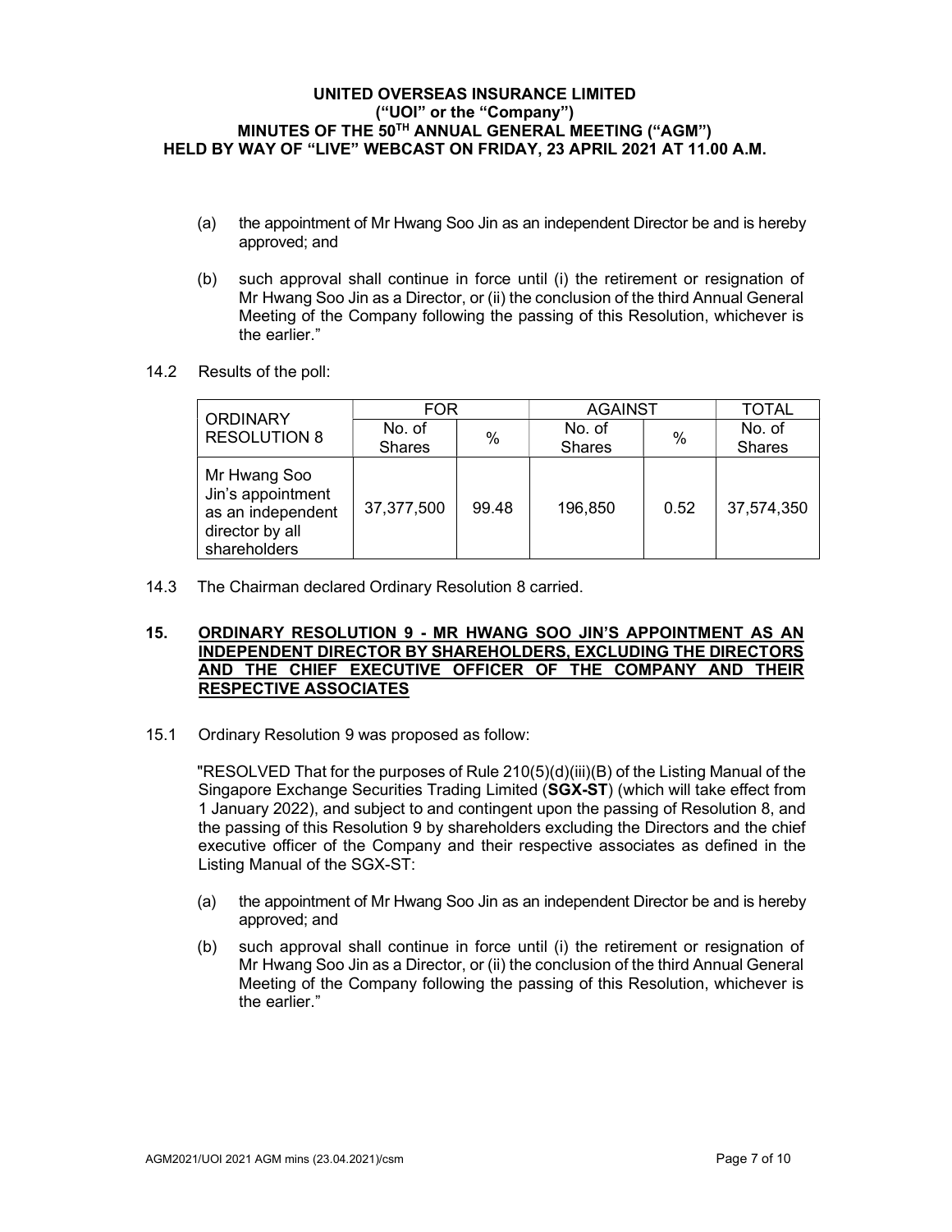(a) the appointment of Mr Hwang Soo Jin as an independent Director be and is hereby approved; and

(b) such approval shall continue in force until (i) the retirement or resignation of Mr Hwang Soo Jin as a Director, or (ii) the conclusion of the third Annual General Meeting of the Company following the passing of this Resolution, whichever is the earlier."

14.2 Results of the poll:

| ORDINARY RESOLUTION 8 | FOR | | AGAINST | | TOTAL |
|---|---|---|---|---|---|
| | No. of Shares | % | No. of Shares | % | No. of Shares |
| Mr Hwang Soo Jin's appointment as an independent director by all shareholders | 37,377,500 | 99.48 | 196,850 | 0.52 | 37,574,350 |

14.3 The Chairman declared Ordinary Resolution 8 carried.

## 15. ORDINARY RESOLUTION 9 - MR HWANG SOO JIN'S APPOINTMENT AS AN INDEPENDENT DIRECTOR BY SHAREHOLDERS, EXCLUDING THE DIRECTORS AND THE CHIEF EXECUTIVE OFFICER OF THE COMPANY AND THEIR RESPECTIVE ASSOCIATES

15.1 Ordinary Resolution 9 was proposed as follow:

"RESOLVED That for the purposes of Rule 210(5)(d)(iii)(B) of the Listing Manual of the Singapore Exchange Securities Trading Limited (**SGX-ST**) (which will take effect from 1 January 2022), and subject to and contingent upon the passing of Resolution 8, and the passing of this Resolution 9 by shareholders excluding the Directors and the chief executive officer of the Company and their respective associates as defined in the Listing Manual of the SGX-ST:

(a) the appointment of Mr Hwang Soo Jin as an independent Director be and is hereby approved; and

(b) such approval shall continue in force until (i) the retirement or resignation of Mr Hwang Soo Jin as a Director, or (ii) the conclusion of the third Annual General Meeting of the Company following the passing of this Resolution, whichever is the earlier."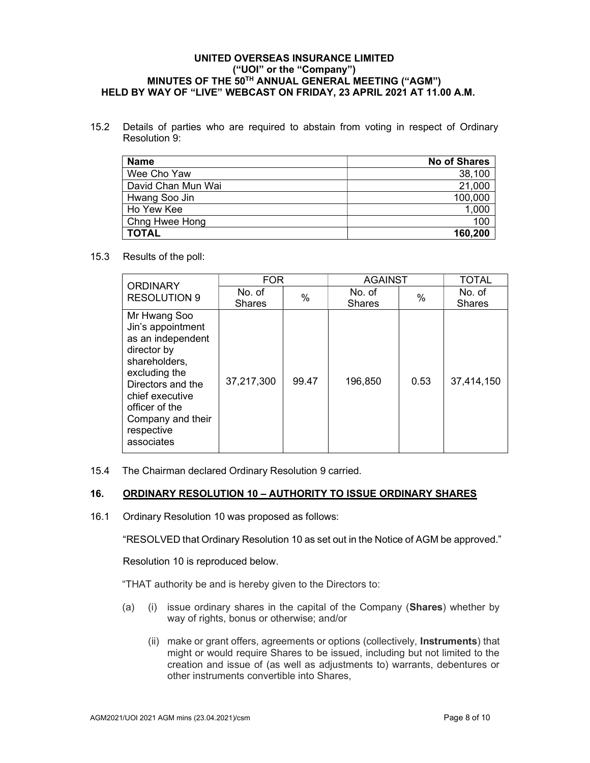15.2 Details of parties who are required to abstain from voting in respect of Ordinary Resolution 9:

| Name | No of Shares |
|---|---|
| Wee Cho Yaw | 38,100 |
| David Chan Mun Wai | 21,000 |
| Hwang Soo Jin | 100,000 |
| Ho Yew Kee | 1,000 |
| Chng Hwee Hong | 100 |
| **TOTAL** | **160,200** |

15.3 Results of the poll:

| ORDINARY RESOLUTION 9 | FOR | | AGAINST | | TOTAL |
|---|---|---|---|---|---|
| | No. of Shares | % | No. of Shares | % | No. of Shares |
| Mr Hwang Soo Jin's appointment as an independent director by shareholders, excluding the Directors and the chief executive officer of the Company and their respective associates | 37,217,300 | 99.47 | 196,850 | 0.53 | 37,414,150 |

15.4 The Chairman declared Ordinary Resolution 9 carried.

## 16. ORDINARY RESOLUTION 10 – AUTHORITY TO ISSUE ORDINARY SHARES

16.1 Ordinary Resolution 10 was proposed as follows:

"RESOLVED that Ordinary Resolution 10 as set out in the Notice of AGM be approved."

Resolution 10 is reproduced below.

"THAT authority be and is hereby given to the Directors to:

(a) (i) issue ordinary shares in the capital of the Company (**Shares**) whether by way of rights, bonus or otherwise; and/or

(ii) make or grant offers, agreements or options (collectively, **Instruments**) that might or would require Shares to be issued, including but not limited to the creation and issue of (as well as adjustments to) warrants, debentures or other instruments convertible into Shares,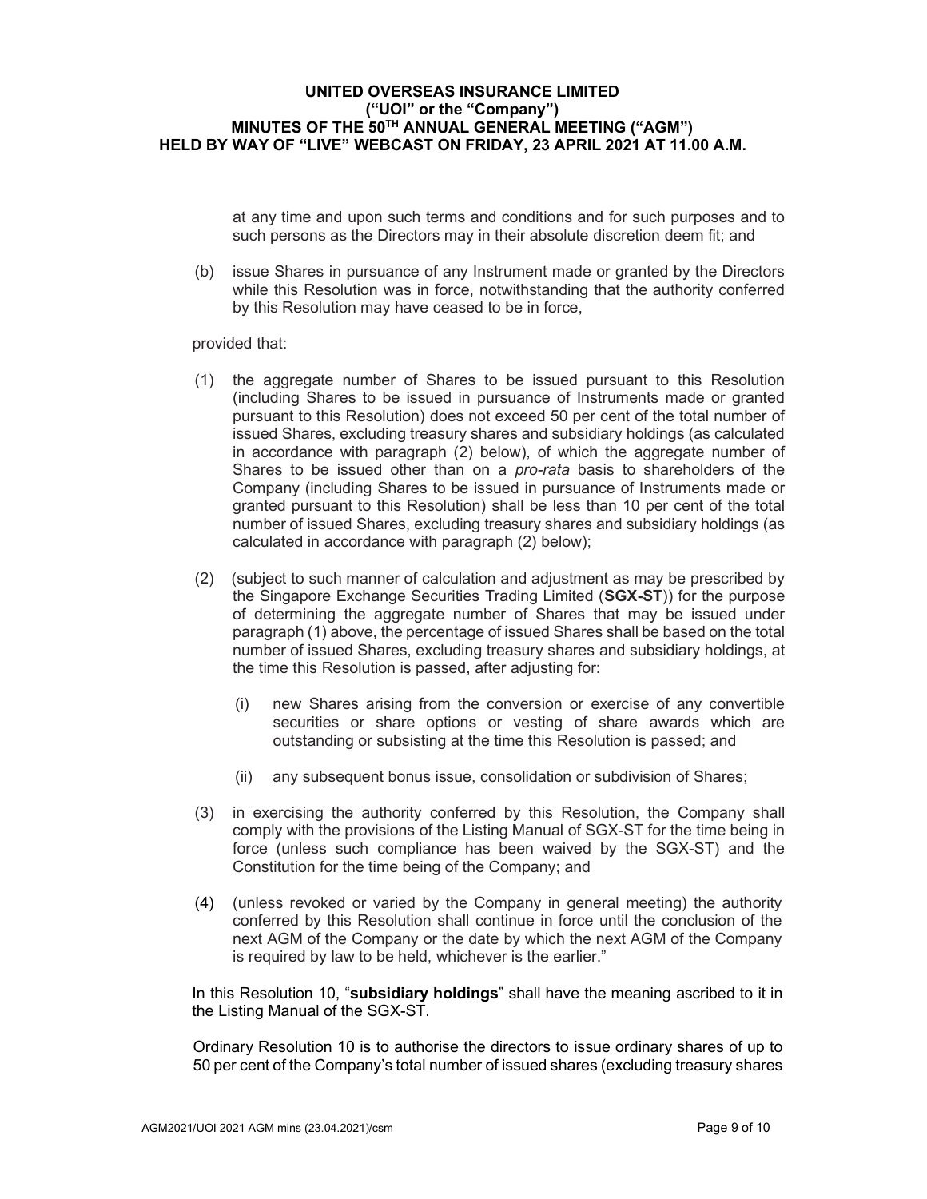at any time and upon such terms and conditions and for such purposes and to such persons as the Directors may in their absolute discretion deem fit; and

(b) issue Shares in pursuance of any Instrument made or granted by the Directors while this Resolution was in force, notwithstanding that the authority conferred by this Resolution may have ceased to be in force,

provided that:

(1) the aggregate number of Shares to be issued pursuant to this Resolution (including Shares to be issued in pursuance of Instruments made or granted pursuant to this Resolution) does not exceed 50 per cent of the total number of issued Shares, excluding treasury shares and subsidiary holdings (as calculated in accordance with paragraph (2) below), of which the aggregate number of Shares to be issued other than on a *pro-rata* basis to shareholders of the Company (including Shares to be issued in pursuance of Instruments made or granted pursuant to this Resolution) shall be less than 10 per cent of the total number of issued Shares, excluding treasury shares and subsidiary holdings (as calculated in accordance with paragraph (2) below);

(2) (subject to such manner of calculation and adjustment as may be prescribed by the Singapore Exchange Securities Trading Limited (**SGX-ST**)) for the purpose of determining the aggregate number of Shares that may be issued under paragraph (1) above, the percentage of issued Shares shall be based on the total number of issued Shares, excluding treasury shares and subsidiary holdings, at the time this Resolution is passed, after adjusting for:

   (i) new Shares arising from the conversion or exercise of any convertible securities or share options or vesting of share awards which are outstanding or subsisting at the time this Resolution is passed; and

   (ii) any subsequent bonus issue, consolidation or subdivision of Shares;

(3) in exercising the authority conferred by this Resolution, the Company shall comply with the provisions of the Listing Manual of SGX-ST for the time being in force (unless such compliance has been waived by the SGX-ST) and the Constitution for the time being of the Company; and

(4) (unless revoked or varied by the Company in general meeting) the authority conferred by this Resolution shall continue in force until the conclusion of the next AGM of the Company or the date by which the next AGM of the Company is required by law to be held, whichever is the earlier."

In this Resolution 10, "**subsidiary holdings**" shall have the meaning ascribed to it in the Listing Manual of the SGX-ST.

Ordinary Resolution 10 is to authorise the directors to issue ordinary shares of up to 50 per cent of the Company's total number of issued shares (excluding treasury shares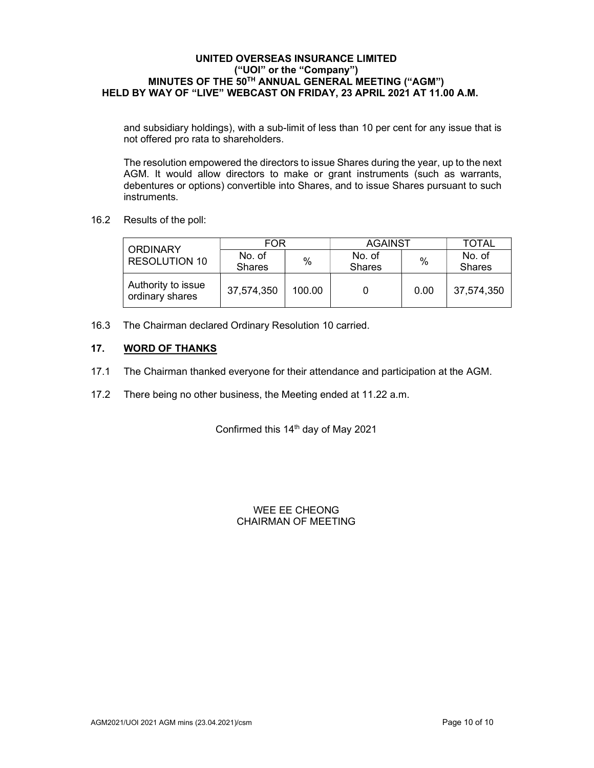and subsidiary holdings), with a sub-limit of less than 10 per cent for any issue that is not offered pro rata to shareholders.

The resolution empowered the directors to issue Shares during the year, up to the next AGM. It would allow directors to make or grant instruments (such as warrants, debentures or options) convertible into Shares, and to issue Shares pursuant to such instruments.

16.2 Results of the poll:

| ORDINARY RESOLUTION 10 | FOR | | AGAINST | | TOTAL |
|---|---|---|---|---|---|
| | No. of Shares | % | No. of Shares | % | No. of Shares |
| Authority to issue ordinary shares | 37,574,350 | 100.00 | 0 | 0.00 | 37,574,350 |

16.3 The Chairman declared Ordinary Resolution 10 carried.

## 17. WORD OF THANKS

17.1 The Chairman thanked everyone for their attendance and participation at the AGM.

17.2 There being no other business, the Meeting ended at 11.22 a.m.

Confirmed this 14th day of May 2021

WEE EE CHEONG
CHAIRMAN OF MEETING